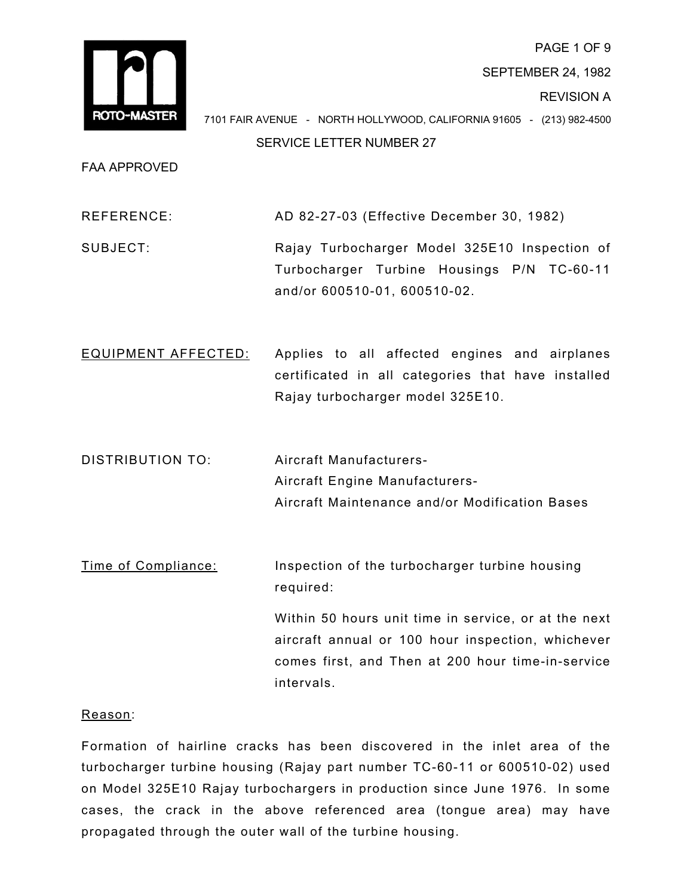ROTO-MASTER

SEPTEMBER 24, 1982

REVISION A

7101 FAIR AVENUE - NORTH HOLLYWOOD, CALIFORNIA 91605 - (213) 982-4500

SERVICE LETTER NUMBER 27

FAA APPROVED

REFERENCE: AD 82-27-03 (Effective December 30, 1982)

SUBJECT: Rajay Turbocharger Model 325E10 Inspection of Turbocharger Turbine Housings P/N TC-60-11 and/or 600510-01, 600510-02.

<u>EQUIPMENT AFFECTED:</u> Applies to all affected engines and airplanes certificated in all categories that have installed Rajay turbocharger model 325E10.

DISTRIBUTION TO:
Aircraft Manufacturers-
Aircraft Engine Manufacturers-
Aircraft Maintenance and/or Modification Bases

<u>Time of Compliance:</u> Inspection of the turbocharger turbine housing required:

Within 50 hours unit time in service, or at the next aircraft annual or 100 hour inspection, whichever comes first, and Then at 200 hour time-in-service intervals.

<u>Reason</u>:

Formation of hairline cracks has been discovered in the inlet area of the turbocharger turbine housing (Rajay part number TC-60-11 or 600510-02) used on Model 325E10 Rajay turbochargers in production since June 1976. In some cases, the crack in the above referenced area (tongue area) may have propagated through the outer wall of the turbine housing.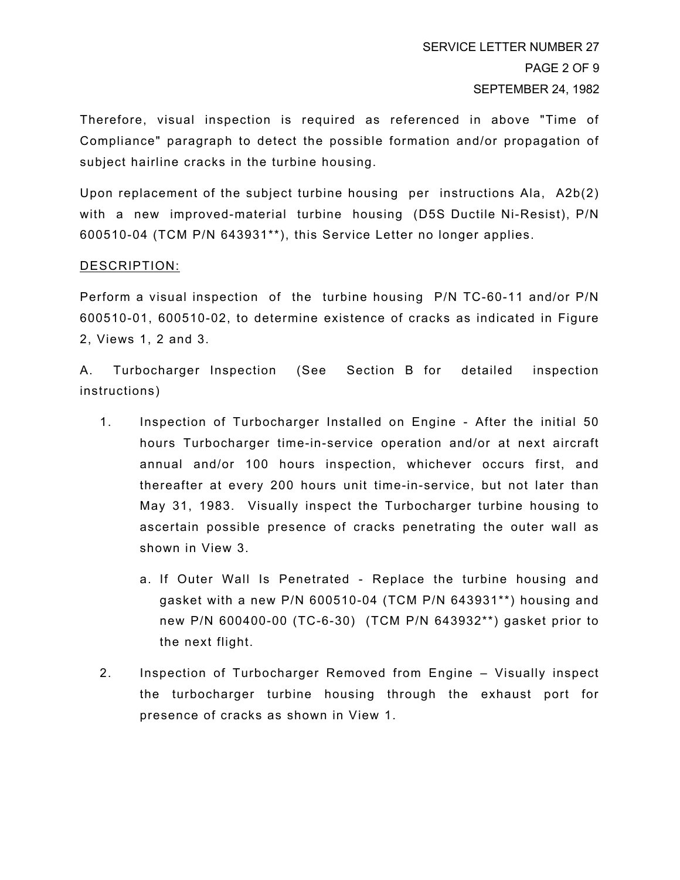Therefore, visual inspection is required as referenced in above "Time of Compliance" paragraph to detect the possible formation and/or propagation of subject hairline cracks in the turbine housing.

Upon replacement of the subject turbine housing per instructions Ala, A2b(2) with a new improved-material turbine housing (D5S Ductile Ni-Resist), P/N 600510-04 (TCM P/N 643931**), this Service Letter no longer applies.

DESCRIPTION:

Perform a visual inspection of the turbine housing P/N TC-60-11 and/or P/N 600510-01, 600510-02, to determine existence of cracks as indicated in Figure 2, Views 1, 2 and 3.

A. Turbocharger Inspection (See Section B for detailed inspection instructions)

1. Inspection of Turbocharger Installed on Engine - After the initial 50 hours Turbocharger time-in-service operation and/or at next aircraft annual and/or 100 hours inspection, whichever occurs first, and thereafter at every 200 hours unit time-in-service, but not later than May 31, 1983. Visually inspect the Turbocharger turbine housing to ascertain possible presence of cracks penetrating the outer wall as shown in View 3.

   a. If Outer Wall Is Penetrated - Replace the turbine housing and gasket with a new P/N 600510-04 (TCM P/N 643931**) housing and new P/N 600400-00 (TC-6-30) (TCM P/N 643932**) gasket prior to the next flight.

2. Inspection of Turbocharger Removed from Engine – Visually inspect the turbocharger turbine housing through the exhaust port for presence of cracks as shown in View 1.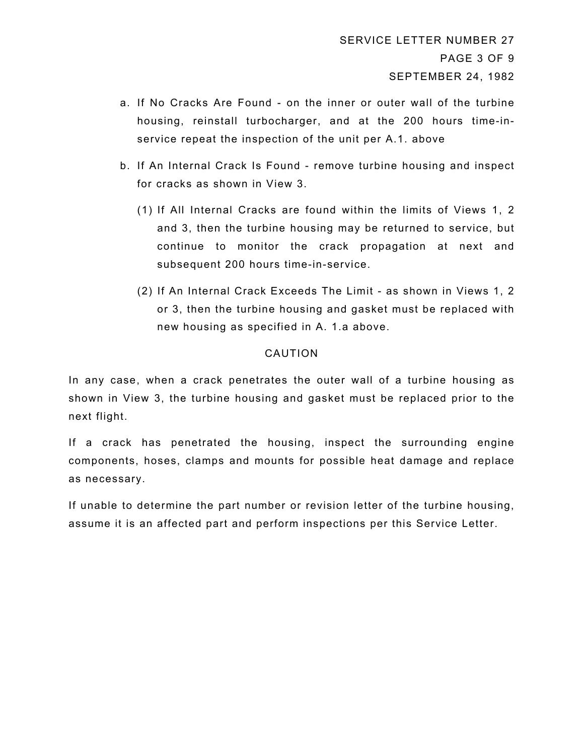a. If No Cracks Are Found - on the inner or outer wall of the turbine housing, reinstall turbocharger, and at the 200 hours time-in-service repeat the inspection of the unit per A.1. above

b. If An Internal Crack Is Found - remove turbine housing and inspect for cracks as shown in View 3.

   (1) If All Internal Cracks are found within the limits of Views 1, 2 and 3, then the turbine housing may be returned to service, but continue to monitor the crack propagation at next and subsequent 200 hours time-in-service.

   (2) If An Internal Crack Exceeds The Limit - as shown in Views 1, 2 or 3, then the turbine housing and gasket must be replaced with new housing as specified in A. 1.a above.

CAUTION

In any case, when a crack penetrates the outer wall of a turbine housing as shown in View 3, the turbine housing and gasket must be replaced prior to the next flight.

If a crack has penetrated the housing, inspect the surrounding engine components, hoses, clamps and mounts for possible heat damage and replace as necessary.

If unable to determine the part number or revision letter of the turbine housing, assume it is an affected part and perform inspections per this Service Letter.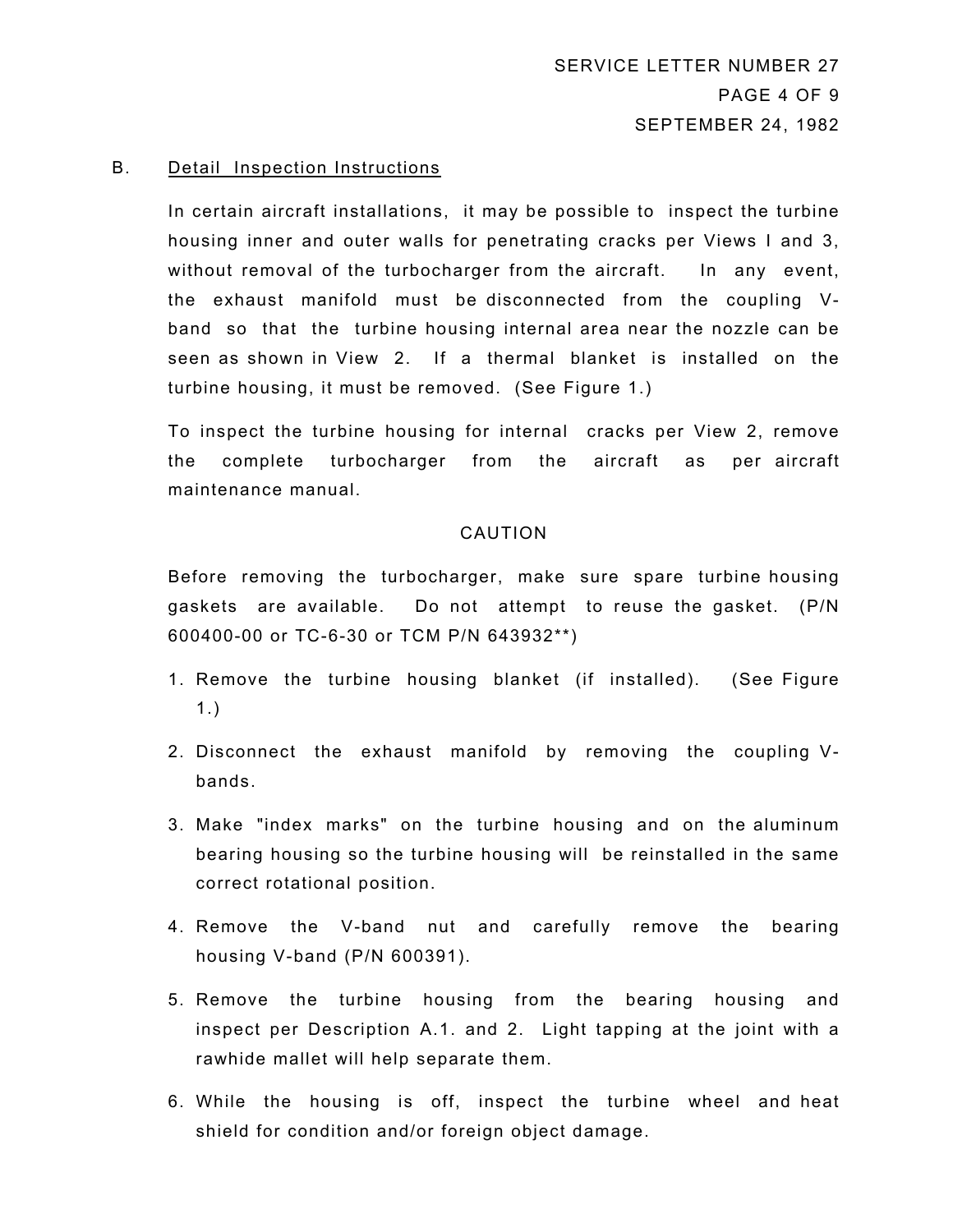B. <u>Detail Inspection Instructions</u>

In certain aircraft installations, it may be possible to inspect the turbine housing inner and outer walls for penetrating cracks per Views I and 3, without removal of the turbocharger from the aircraft. In any event, the exhaust manifold must be disconnected from the coupling V-band so that the turbine housing internal area near the nozzle can be seen as shown in View 2. If a thermal blanket is installed on the turbine housing, it must be removed. (See Figure 1.)

To inspect the turbine housing for internal cracks per View 2, remove the complete turbocharger from the aircraft as per aircraft maintenance manual.

CAUTION

Before removing the turbocharger, make sure spare turbine housing gaskets are available. Do not attempt to reuse the gasket. (P/N 600400-00 or TC-6-30 or TCM P/N 643932**)

1. Remove the turbine housing blanket (if installed). (See Figure 1.)
2. Disconnect the exhaust manifold by removing the coupling V-bands.
3. Make "index marks" on the turbine housing and on the aluminum bearing housing so the turbine housing will be reinstalled in the same correct rotational position.
4. Remove the V-band nut and carefully remove the bearing housing V-band (P/N 600391).
5. Remove the turbine housing from the bearing housing and inspect per Description A.1. and 2. Light tapping at the joint with a rawhide mallet will help separate them.
6. While the housing is off, inspect the turbine wheel and heat shield for condition and/or foreign object damage.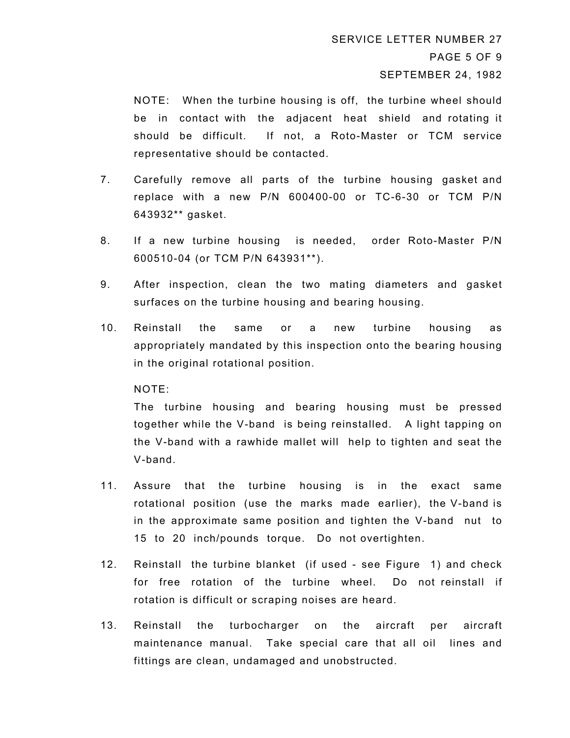NOTE: When the turbine housing is off, the turbine wheel should be in contact with the adjacent heat shield and rotating it should be difficult. If not, a Roto-Master or TCM service representative should be contacted.

7. Carefully remove all parts of the turbine housing gasket and replace with a new P/N 600400-00 or TC-6-30 or TCM P/N 643932** gasket.

8. If a new turbine housing is needed, order Roto-Master P/N 600510-04 (or TCM P/N 643931**).

9. After inspection, clean the two mating diameters and gasket surfaces on the turbine housing and bearing housing.

10. Reinstall the same or a new turbine housing as appropriately mandated by this inspection onto the bearing housing in the original rotational position.

    NOTE:
    The turbine housing and bearing housing must be pressed together while the V-band is being reinstalled. A light tapping on the V-band with a rawhide mallet will help to tighten and seat the V-band.

11. Assure that the turbine housing is in the exact same rotational position (use the marks made earlier), the V-band is in the approximate same position and tighten the V-band nut to 15 to 20 inch/pounds torque. Do not overtighten.

12. Reinstall the turbine blanket (if used - see Figure 1) and check for free rotation of the turbine wheel. Do not reinstall if rotation is difficult or scraping noises are heard.

13. Reinstall the turbocharger on the aircraft per aircraft maintenance manual. Take special care that all oil lines and fittings are clean, undamaged and unobstructed.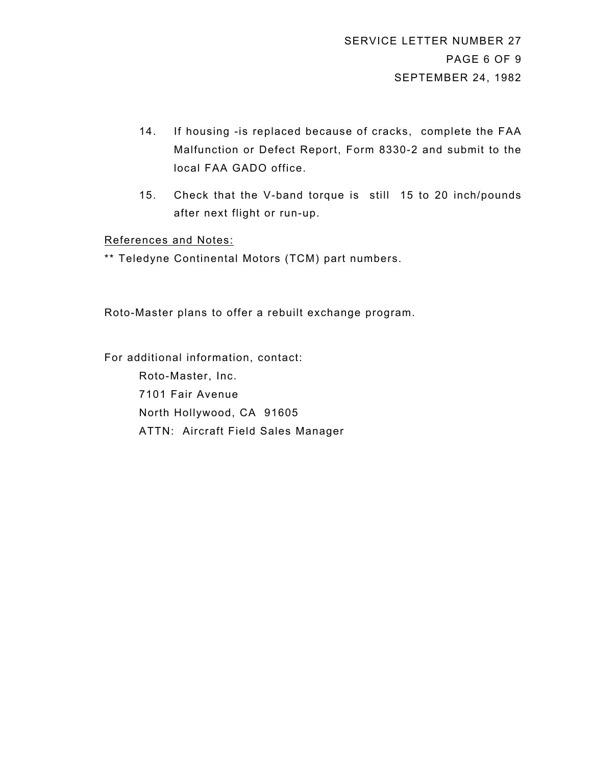14. If housing -is replaced because of cracks, complete the FAA Malfunction or Defect Report, Form 8330-2 and submit to the local FAA GADO office.

15. Check that the V-band torque is still 15 to 20 inch/pounds after next flight or run-up.

<u>References and Notes:</u>

** Teledyne Continental Motors (TCM) part numbers.

Roto-Master plans to offer a rebuilt exchange program.

For additional information, contact:

Roto-Master, Inc.
7101 Fair Avenue
North Hollywood, CA 91605
ATTN: Aircraft Field Sales Manager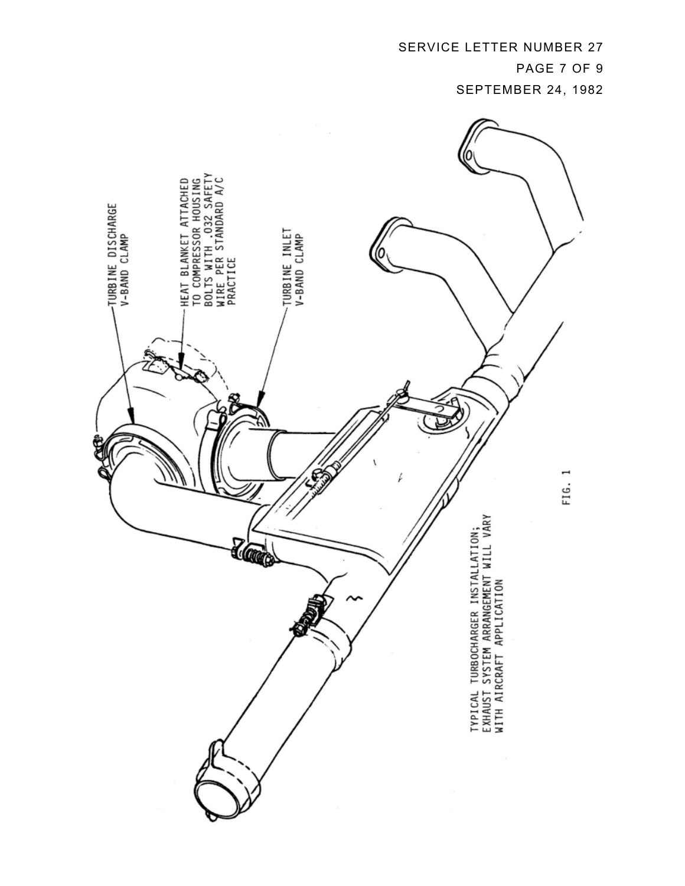TURBINE DISCHARGE V-BAND CLAMP

HEAT BLANKET ATTACHED TO COMPRESSOR HOUSING BOLTS WITH .032 SAFETY WIRE PER STANDARD A/C PRACTICE

TURBINE INLET V-BAND CLAMP

TYPICAL TURBOCHARGER INSTALLATION; EXHAUST SYSTEM ARRANGEMENT WILL VARY WITH AIRCRAFT APPLICATION

FIG. 1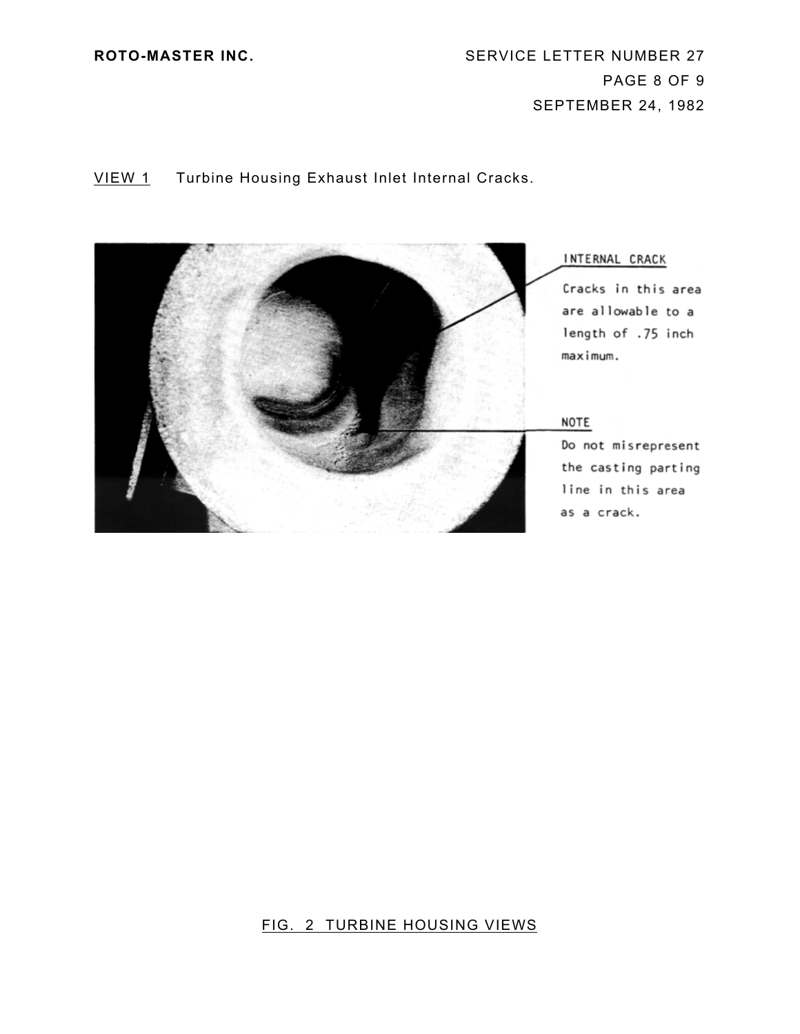VIEW 1 Turbine Housing Exhaust Inlet Internal Cracks.

INTERNAL CRACK

Cracks in this area are allowable to a length of .75 inch maximum.

NOTE

Do not misrepresent the casting parting line in this area as a crack.

FIG. 2 TURBINE HOUSING VIEWS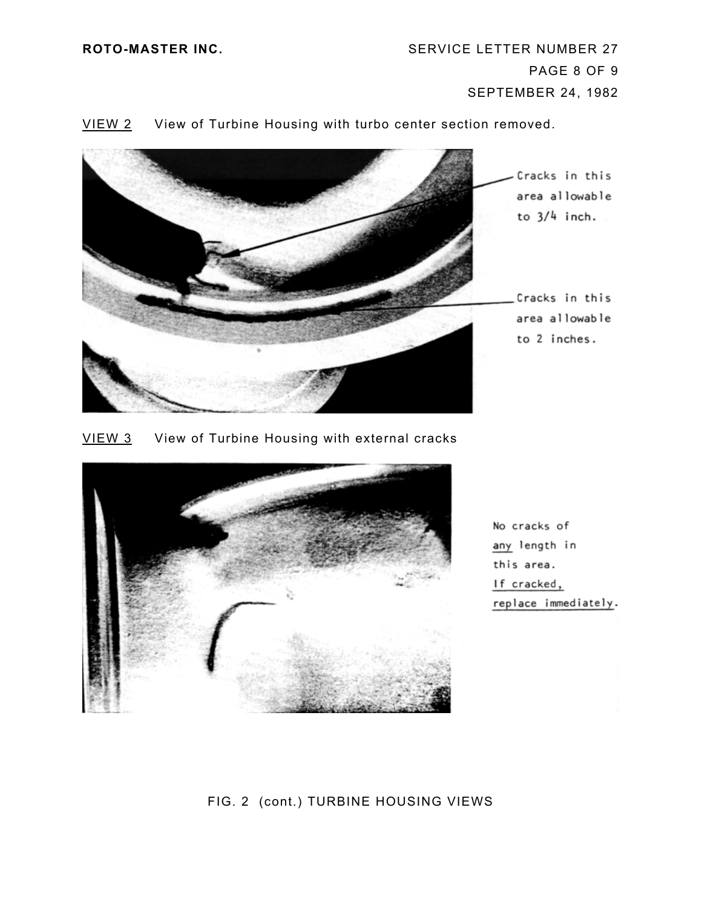VIEW 2 View of Turbine Housing with turbo center section removed.

Cracks in this area allowable to 3/4 inch.

Cracks in this area allowable to 2 inches.

VIEW 3 View of Turbine Housing with external cracks

No cracks of any length in this area. If cracked, replace immediately.

FIG. 2 (cont.) TURBINE HOUSING VIEWS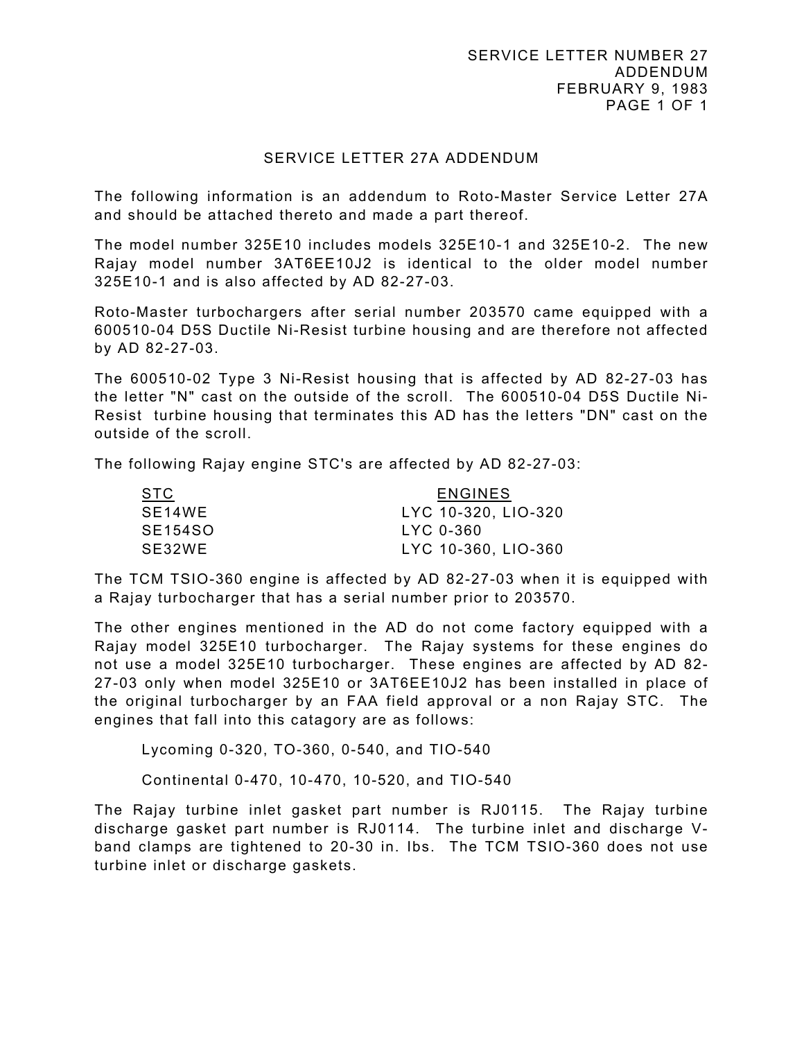SERVICE LETTER NUMBER 27
ADDENDUM
FEBRUARY 9, 1983

# SERVICE LETTER 27A ADDENDUM

The following information is an addendum to Roto-Master Service Letter 27A and should be attached thereto and made a part thereof.

The model number 325E10 includes models 325E10-1 and 325E10-2. The new Rajay model number 3AT6EE10J2 is identical to the older model number 325E10-1 and is also affected by AD 82-27-03.

Roto-Master turbochargers after serial number 203570 came equipped with a 600510-04 D5S Ductile Ni-Resist turbine housing and are therefore not affected by AD 82-27-03.

The 600510-02 Type 3 Ni-Resist housing that is affected by AD 82-27-03 has the letter "N" cast on the outside of the scroll. The 600510-04 D5S Ductile Ni-Resist turbine housing that terminates this AD has the letters "DN" cast on the outside of the scroll.

The following Rajay engine STC's are affected by AD 82-27-03:

| STC | ENGINES |
|---|---|
| SE14WE | LYC 10-320, LIO-320 |
| SE154SO | LYC 0-360 |
| SE32WE | LYC 10-360, LIO-360 |

The TCM TSIO-360 engine is affected by AD 82-27-03 when it is equipped with a Rajay turbocharger that has a serial number prior to 203570.

The other engines mentioned in the AD do not come factory equipped with a Rajay model 325E10 turbocharger. The Rajay systems for these engines do not use a model 325E10 turbocharger. These engines are affected by AD 82-27-03 only when model 325E10 or 3AT6EE10J2 has been installed in place of the original turbocharger by an FAA field approval or a non Rajay STC. The engines that fall into this catagory are as follows:

Lycoming 0-320, TO-360, 0-540, and TIO-540

Continental 0-470, 10-470, 10-520, and TIO-540

The Rajay turbine inlet gasket part number is RJ0115. The Rajay turbine discharge gasket part number is RJ0114. The turbine inlet and discharge V-band clamps are tightened to 20-30 in. lbs. The TCM TSIO-360 does not use turbine inlet or discharge gaskets.